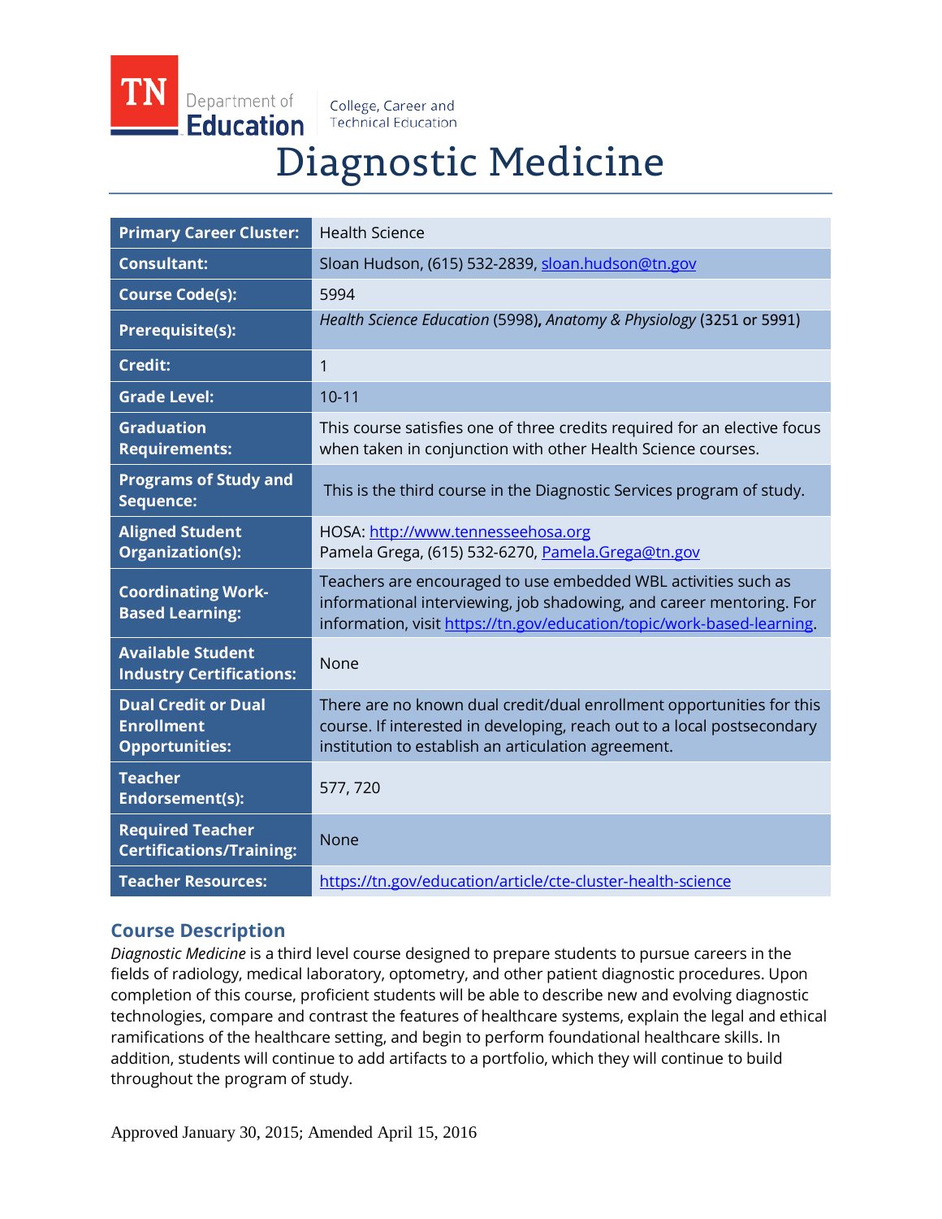TN Department of Education | College, Career and Technical Education

# Diagnostic Medicine

| | |
|---|---|
| **Primary Career Cluster:** | Health Science |
| **Consultant:** | Sloan Hudson, (615) 532-2839, sloan.hudson@tn.gov |
| **Course Code(s):** | 5994 |
| **Prerequisite(s):** | *Health Science Education* (5998), *Anatomy & Physiology* (3251 or 5991) |
| **Credit:** | 1 |
| **Grade Level:** | 10-11 |
| **Graduation Requirements:** | This course satisfies one of three credits required for an elective focus when taken in conjunction with other Health Science courses. |
| **Programs of Study and Sequence:** | This is the third course in the Diagnostic Services program of study. |
| **Aligned Student Organization(s):** | HOSA: http://www.tennesseehosa.org<br>Pamela Grega, (615) 532-6270, Pamela.Grega@tn.gov |
| **Coordinating Work-Based Learning:** | Teachers are encouraged to use embedded WBL activities such as informational interviewing, job shadowing, and career mentoring. For information, visit https://tn.gov/education/topic/work-based-learning. |
| **Available Student Industry Certifications:** | None |
| **Dual Credit or Dual Enrollment Opportunities:** | There are no known dual credit/dual enrollment opportunities for this course. If interested in developing, reach out to a local postsecondary institution to establish an articulation agreement. |
| **Teacher Endorsement(s):** | 577, 720 |
| **Required Teacher Certifications/Training:** | None |
| **Teacher Resources:** | https://tn.gov/education/article/cte-cluster-health-science |

## Course Description

*Diagnostic Medicine* is a third level course designed to prepare students to pursue careers in the fields of radiology, medical laboratory, optometry, and other patient diagnostic procedures. Upon completion of this course, proficient students will be able to describe new and evolving diagnostic technologies, compare and contrast the features of healthcare systems, explain the legal and ethical ramifications of the healthcare setting, and begin to perform foundational healthcare skills. In addition, students will continue to add artifacts to a portfolio, which they will continue to build throughout the program of study.

Approved January 30, 2015; Amended April 15, 2016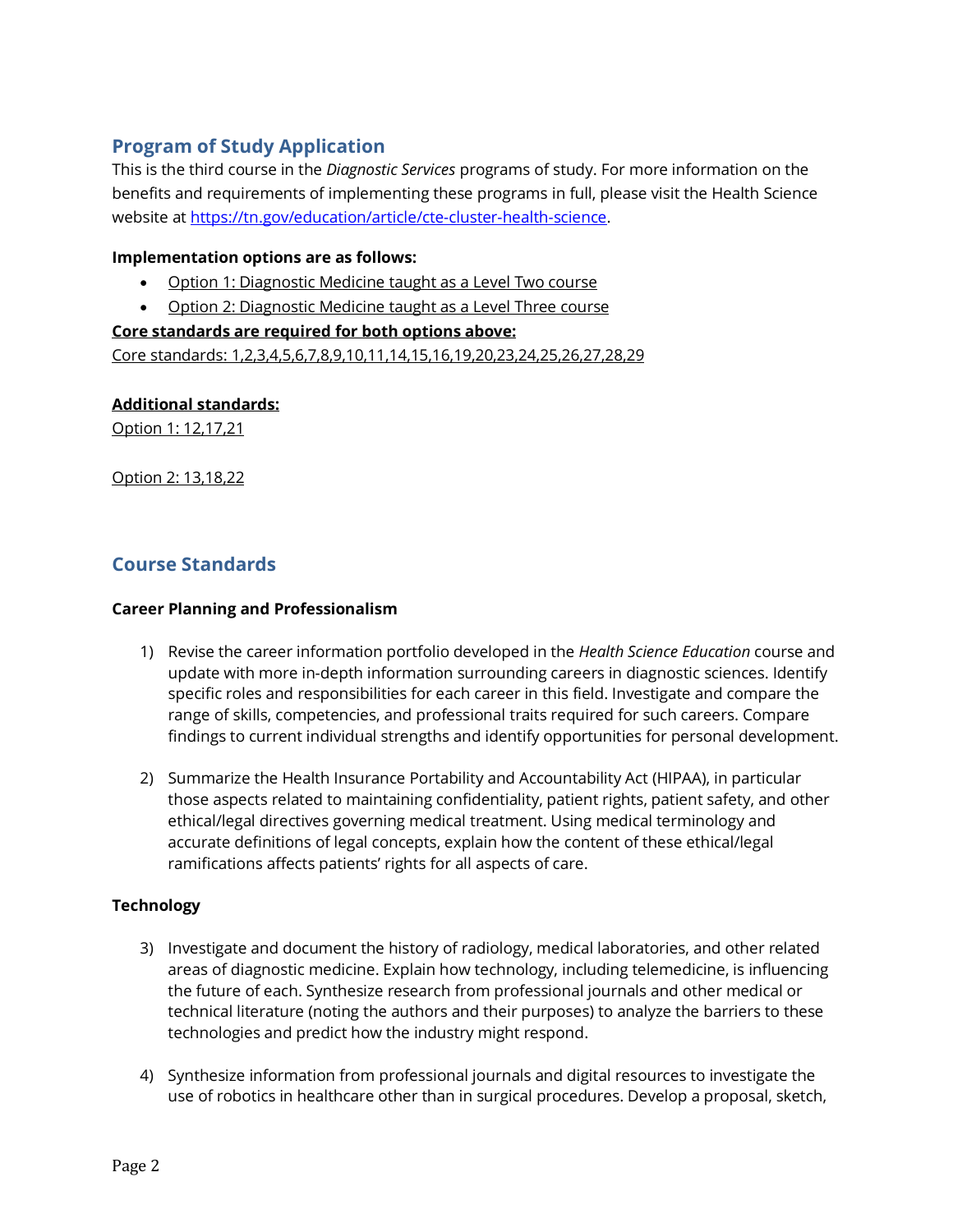## Program of Study Application

This is the third course in the *Diagnostic Services* programs of study. For more information on the benefits and requirements of implementing these programs in full, please visit the Health Science website at https://tn.gov/education/article/cte-cluster-health-science.

**Implementation options are as follows:**

- Option 1: Diagnostic Medicine taught as a Level Two course
- Option 2: Diagnostic Medicine taught as a Level Three course

**Core standards are required for both options above:**

Core standards: 1,2,3,4,5,6,7,8,9,10,11,14,15,16,19,20,23,24,25,26,27,28,29

**Additional standards:**

Option 1: 12,17,21

Option 2: 13,18,22

## Course Standards

### Career Planning and Professionalism

1) Revise the career information portfolio developed in the *Health Science Education* course and update with more in-depth information surrounding careers in diagnostic sciences. Identify specific roles and responsibilities for each career in this field. Investigate and compare the range of skills, competencies, and professional traits required for such careers. Compare findings to current individual strengths and identify opportunities for personal development.

2) Summarize the Health Insurance Portability and Accountability Act (HIPAA), in particular those aspects related to maintaining confidentiality, patient rights, patient safety, and other ethical/legal directives governing medical treatment. Using medical terminology and accurate definitions of legal concepts, explain how the content of these ethical/legal ramifications affects patients' rights for all aspects of care.

### Technology

3) Investigate and document the history of radiology, medical laboratories, and other related areas of diagnostic medicine. Explain how technology, including telemedicine, is influencing the future of each. Synthesize research from professional journals and other medical or technical literature (noting the authors and their purposes) to analyze the barriers to these technologies and predict how the industry might respond.

4) Synthesize information from professional journals and digital resources to investigate the use of robotics in healthcare other than in surgical procedures. Develop a proposal, sketch,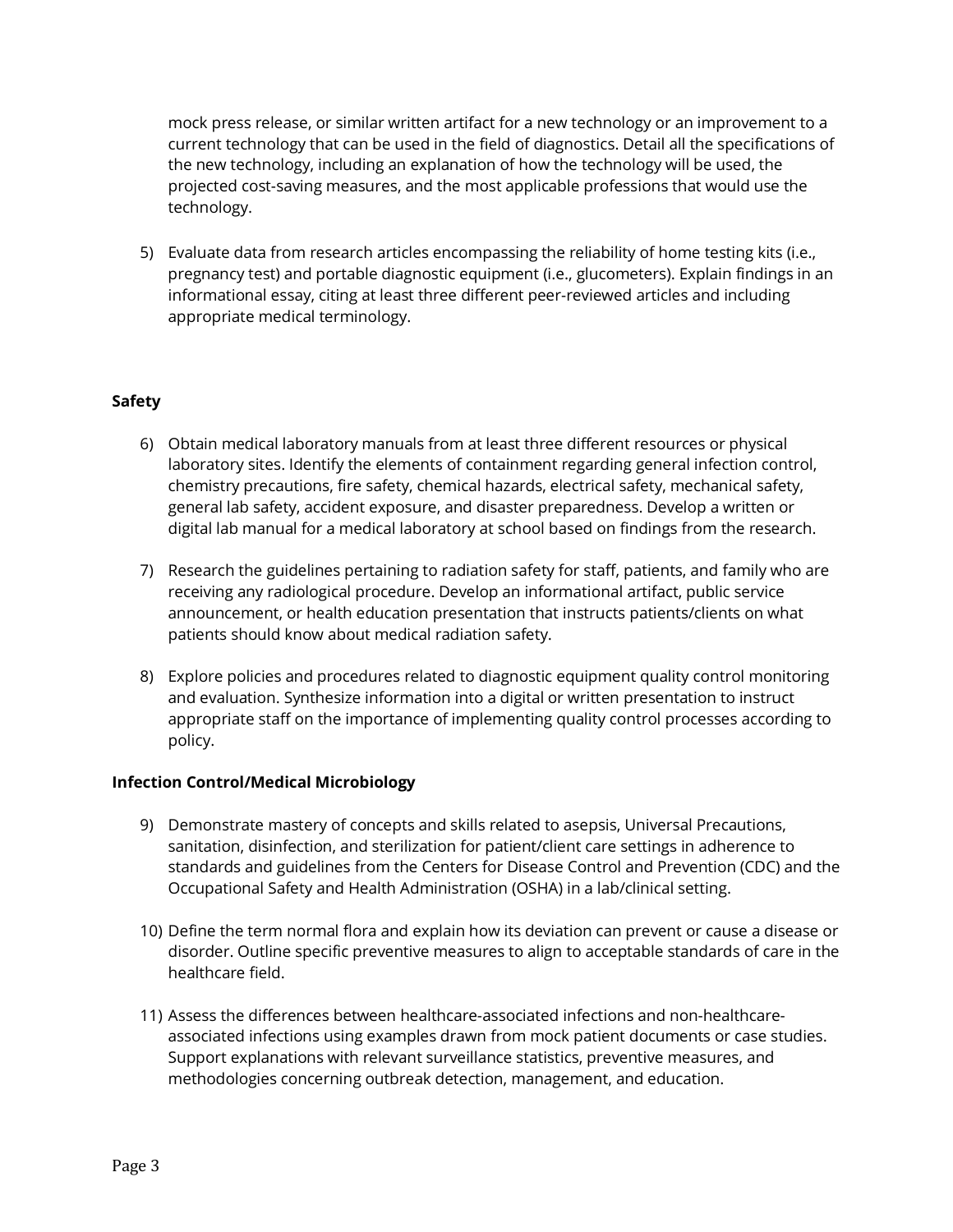mock press release, or similar written artifact for a new technology or an improvement to a current technology that can be used in the field of diagnostics. Detail all the specifications of the new technology, including an explanation of how the technology will be used, the projected cost-saving measures, and the most applicable professions that would use the technology.

5) Evaluate data from research articles encompassing the reliability of home testing kits (i.e., pregnancy test) and portable diagnostic equipment (i.e., glucometers). Explain findings in an informational essay, citing at least three different peer-reviewed articles and including appropriate medical terminology.

**Safety**

6) Obtain medical laboratory manuals from at least three different resources or physical laboratory sites. Identify the elements of containment regarding general infection control, chemistry precautions, fire safety, chemical hazards, electrical safety, mechanical safety, general lab safety, accident exposure, and disaster preparedness. Develop a written or digital lab manual for a medical laboratory at school based on findings from the research.

7) Research the guidelines pertaining to radiation safety for staff, patients, and family who are receiving any radiological procedure. Develop an informational artifact, public service announcement, or health education presentation that instructs patients/clients on what patients should know about medical radiation safety.

8) Explore policies and procedures related to diagnostic equipment quality control monitoring and evaluation. Synthesize information into a digital or written presentation to instruct appropriate staff on the importance of implementing quality control processes according to policy.

**Infection Control/Medical Microbiology**

9) Demonstrate mastery of concepts and skills related to asepsis, Universal Precautions, sanitation, disinfection, and sterilization for patient/client care settings in adherence to standards and guidelines from the Centers for Disease Control and Prevention (CDC) and the Occupational Safety and Health Administration (OSHA) in a lab/clinical setting.

10) Define the term normal flora and explain how its deviation can prevent or cause a disease or disorder. Outline specific preventive measures to align to acceptable standards of care in the healthcare field.

11) Assess the differences between healthcare-associated infections and non-healthcare-associated infections using examples drawn from mock patient documents or case studies. Support explanations with relevant surveillance statistics, preventive measures, and methodologies concerning outbreak detection, management, and education.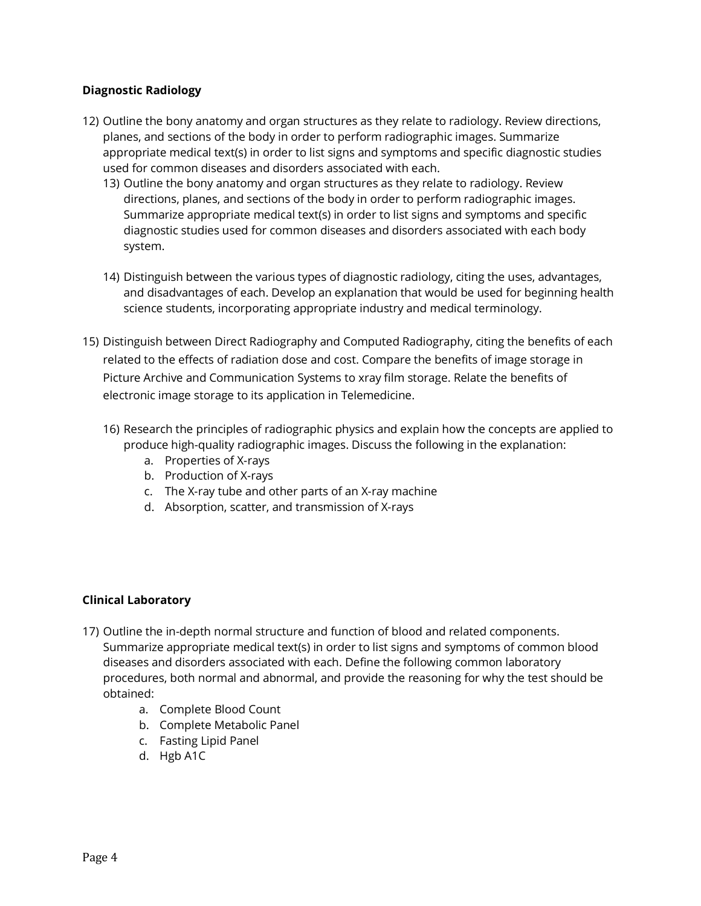**Diagnostic Radiology**

12) Outline the bony anatomy and organ structures as they relate to radiology. Review directions, planes, and sections of the body in order to perform radiographic images. Summarize appropriate medical text(s) in order to list signs and symptoms and specific diagnostic studies used for common diseases and disorders associated with each.

13) Outline the bony anatomy and organ structures as they relate to radiology. Review directions, planes, and sections of the body in order to perform radiographic images. Summarize appropriate medical text(s) in order to list signs and symptoms and specific diagnostic studies used for common diseases and disorders associated with each body system.

14) Distinguish between the various types of diagnostic radiology, citing the uses, advantages, and disadvantages of each. Develop an explanation that would be used for beginning health science students, incorporating appropriate industry and medical terminology.

15) Distinguish between Direct Radiography and Computed Radiography, citing the benefits of each related to the effects of radiation dose and cost. Compare the benefits of image storage in Picture Archive and Communication Systems to xray film storage. Relate the benefits of electronic image storage to its application in Telemedicine.

16) Research the principles of radiographic physics and explain how the concepts are applied to produce high-quality radiographic images. Discuss the following in the explanation:
    a. Properties of X-rays
    b. Production of X-rays
    c. The X-ray tube and other parts of an X-ray machine
    d. Absorption, scatter, and transmission of X-rays

**Clinical Laboratory**

17) Outline the in-depth normal structure and function of blood and related components. Summarize appropriate medical text(s) in order to list signs and symptoms of common blood diseases and disorders associated with each. Define the following common laboratory procedures, both normal and abnormal, and provide the reasoning for why the test should be obtained:
    a. Complete Blood Count
    b. Complete Metabolic Panel
    c. Fasting Lipid Panel
    d. Hgb A1C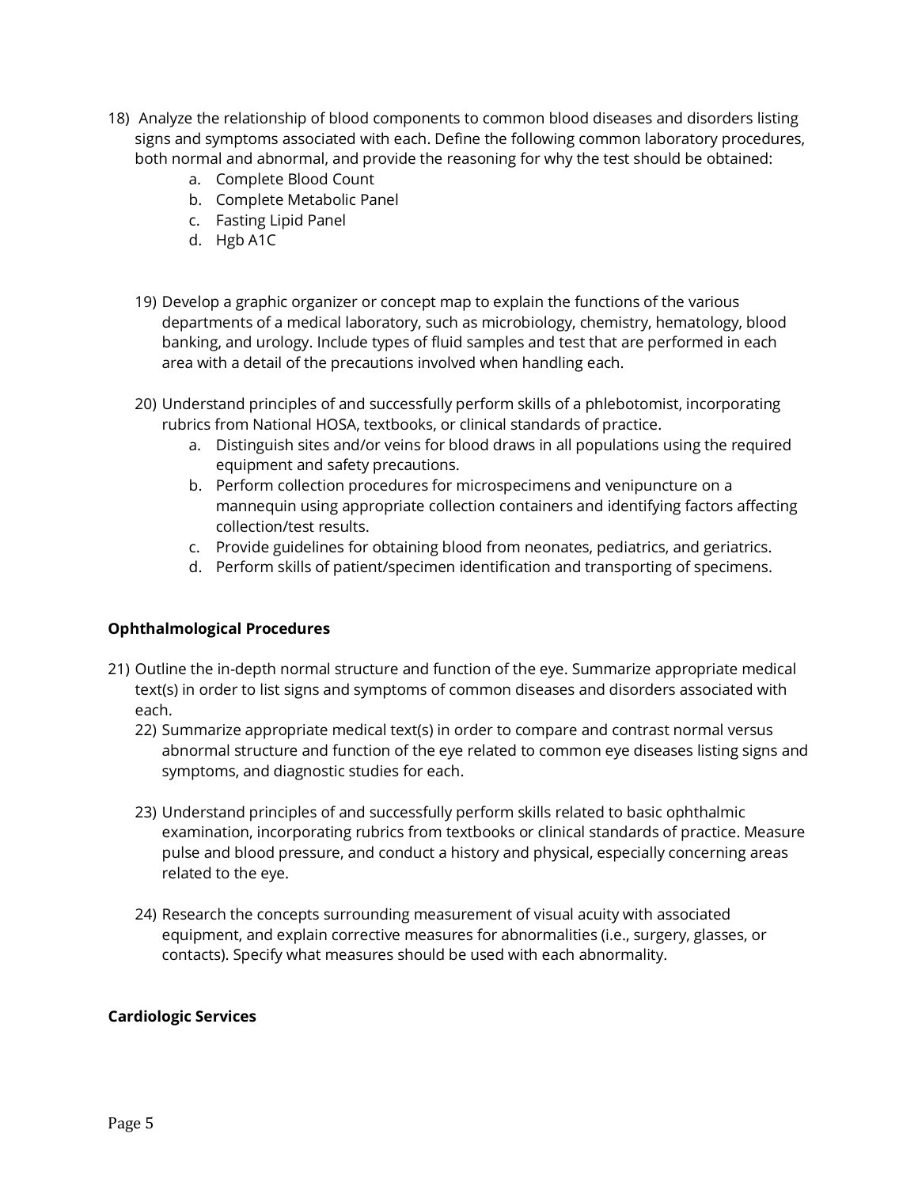18) Analyze the relationship of blood components to common blood diseases and disorders listing signs and symptoms associated with each. Define the following common laboratory procedures, both normal and abnormal, and provide the reasoning for why the test should be obtained:
    a. Complete Blood Count
    b. Complete Metabolic Panel
    c. Fasting Lipid Panel
    d. Hgb A1C

19) Develop a graphic organizer or concept map to explain the functions of the various departments of a medical laboratory, such as microbiology, chemistry, hematology, blood banking, and urology. Include types of fluid samples and test that are performed in each area with a detail of the precautions involved when handling each.

20) Understand principles of and successfully perform skills of a phlebotomist, incorporating rubrics from National HOSA, textbooks, or clinical standards of practice.
    a. Distinguish sites and/or veins for blood draws in all populations using the required equipment and safety precautions.
    b. Perform collection procedures for microspecimens and venipuncture on a mannequin using appropriate collection containers and identifying factors affecting collection/test results.
    c. Provide guidelines for obtaining blood from neonates, pediatrics, and geriatrics.
    d. Perform skills of patient/specimen identification and transporting of specimens.

**Ophthalmological Procedures**

21) Outline the in-depth normal structure and function of the eye. Summarize appropriate medical text(s) in order to list signs and symptoms of common diseases and disorders associated with each.

22) Summarize appropriate medical text(s) in order to compare and contrast normal versus abnormal structure and function of the eye related to common eye diseases listing signs and symptoms, and diagnostic studies for each.

23) Understand principles of and successfully perform skills related to basic ophthalmic examination, incorporating rubrics from textbooks or clinical standards of practice. Measure pulse and blood pressure, and conduct a history and physical, especially concerning areas related to the eye.

24) Research the concepts surrounding measurement of visual acuity with associated equipment, and explain corrective measures for abnormalities (i.e., surgery, glasses, or contacts). Specify what measures should be used with each abnormality.

**Cardiologic Services**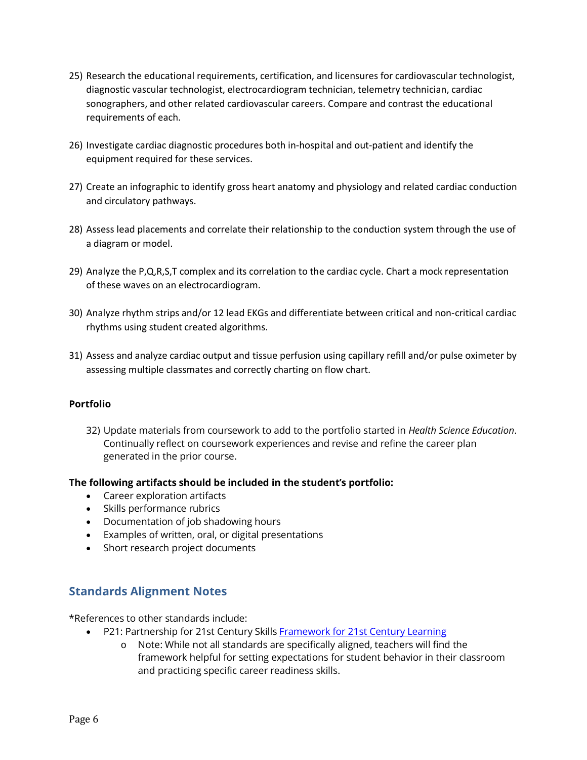25) Research the educational requirements, certification, and licensures for cardiovascular technologist, diagnostic vascular technologist, electrocardiogram technician, telemetry technician, cardiac sonographers, and other related cardiovascular careers. Compare and contrast the educational requirements of each.

26) Investigate cardiac diagnostic procedures both in-hospital and out-patient and identify the equipment required for these services.

27) Create an infographic to identify gross heart anatomy and physiology and related cardiac conduction and circulatory pathways.

28) Assess lead placements and correlate their relationship to the conduction system through the use of a diagram or model.

29) Analyze the P,Q,R,S,T complex and its correlation to the cardiac cycle. Chart a mock representation of these waves on an electrocardiogram.

30) Analyze rhythm strips and/or 12 lead EKGs and differentiate between critical and non-critical cardiac rhythms using student created algorithms.

31) Assess and analyze cardiac output and tissue perfusion using capillary refill and/or pulse oximeter by assessing multiple classmates and correctly charting on flow chart.

**Portfolio**

32) Update materials from coursework to add to the portfolio started in *Health Science Education*. Continually reflect on coursework experiences and revise and refine the career plan generated in the prior course.

**The following artifacts should be included in the student's portfolio:**

- Career exploration artifacts
- Skills performance rubrics
- Documentation of job shadowing hours
- Examples of written, oral, or digital presentations
- Short research project documents

## Standards Alignment Notes

*References to other standards include:

- P21: Partnership for 21st Century Skills [Framework for 21st Century Learning]
    - Note: While not all standards are specifically aligned, teachers will find the framework helpful for setting expectations for student behavior in their classroom and practicing specific career readiness skills.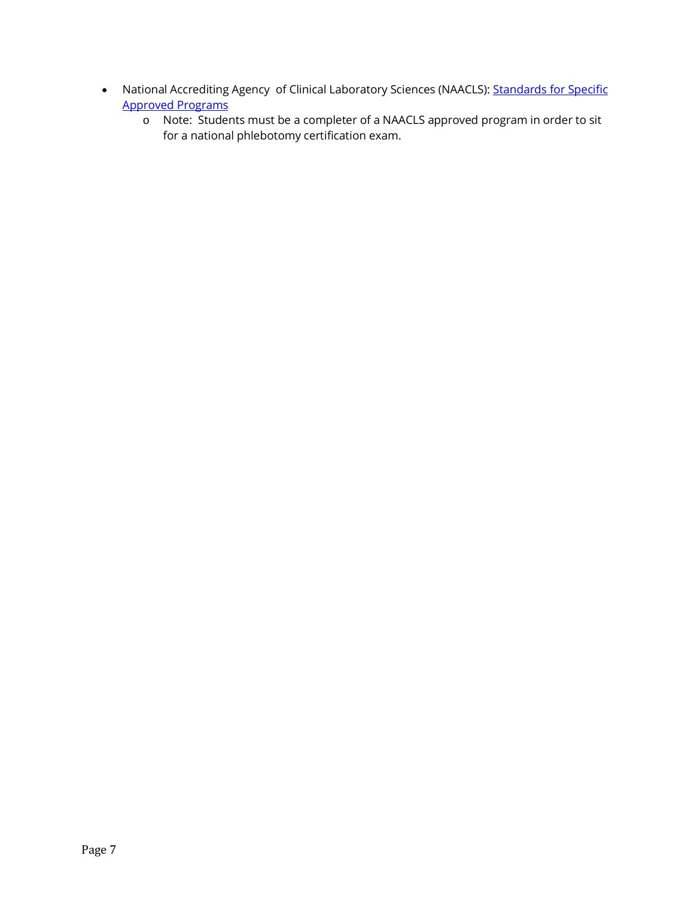- National Accrediting Agency of Clinical Laboratory Sciences (NAACLS): [Standards for Specific Approved Programs]
  - Note: Students must be a completer of a NAACLS approved program in order to sit for a national phlebotomy certification exam.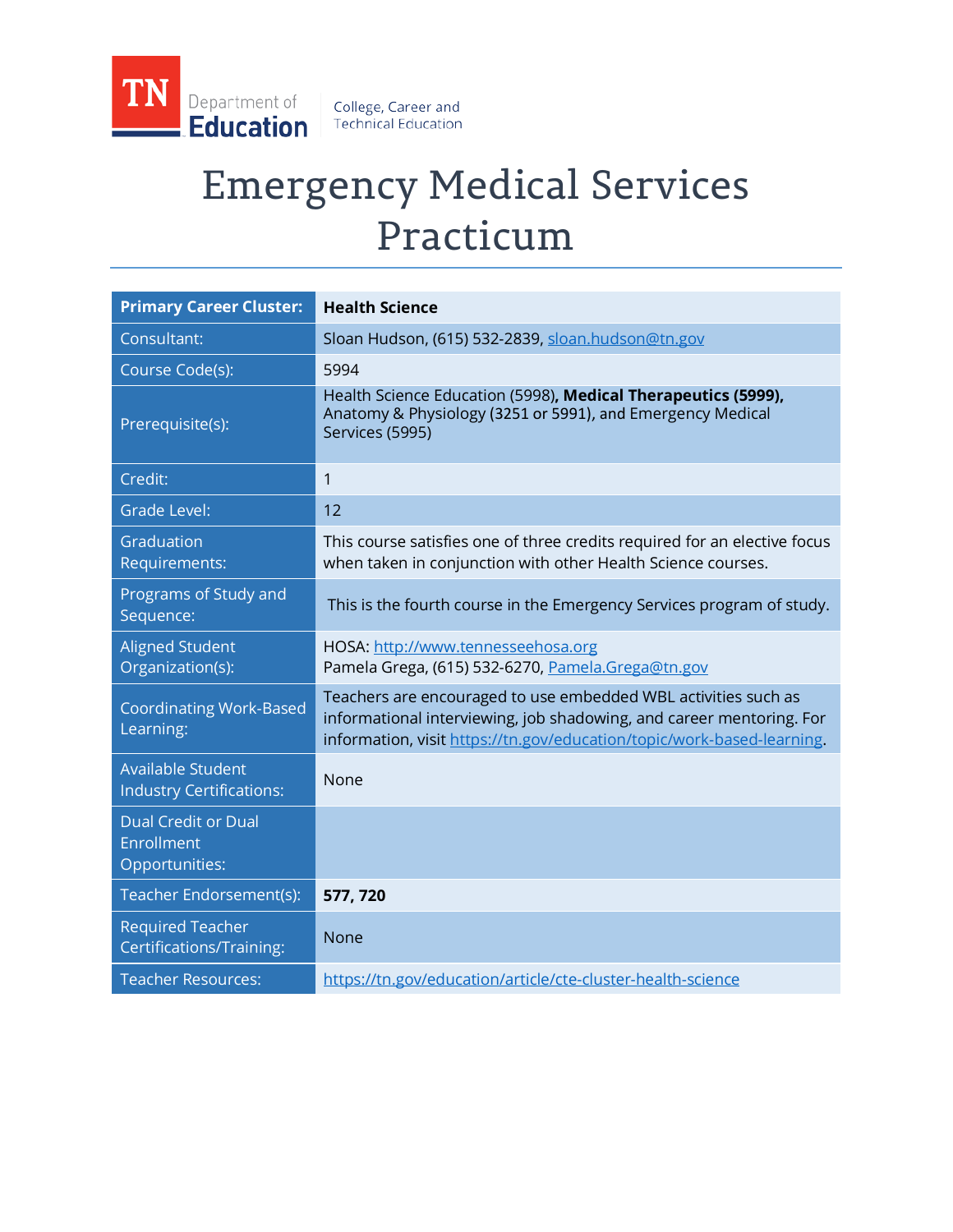TN Department of Education | College, Career and Technical Education

# Emergency Medical Services Practicum

| **Primary Career Cluster:** | **Health Science** |
|---|---|
| Consultant: | Sloan Hudson, (615) 532-2839, sloan.hudson@tn.gov |
| Course Code(s): | 5994 |
| Prerequisite(s): | Health Science Education (5998)**, Medical Therapeutics (5999),** Anatomy & Physiology (3251 or 5991), and Emergency Medical Services (5995) |
| Credit: | 1 |
| Grade Level: | 12 |
| Graduation Requirements: | This course satisfies one of three credits required for an elective focus when taken in conjunction with other Health Science courses. |
| Programs of Study and Sequence: | This is the fourth course in the Emergency Services program of study. |
| Aligned Student Organization(s): | HOSA: http://www.tennesseehosa.org<br>Pamela Grega, (615) 532-6270, Pamela.Grega@tn.gov |
| Coordinating Work-Based Learning: | Teachers are encouraged to use embedded WBL activities such as informational interviewing, job shadowing, and career mentoring. For information, visit https://tn.gov/education/topic/work-based-learning. |
| Available Student Industry Certifications: | None |
| Dual Credit or Dual Enrollment Opportunities: | |
| Teacher Endorsement(s): | **577, 720** |
| Required Teacher Certifications/Training: | None |
| Teacher Resources: | https://tn.gov/education/article/cte-cluster-health-science |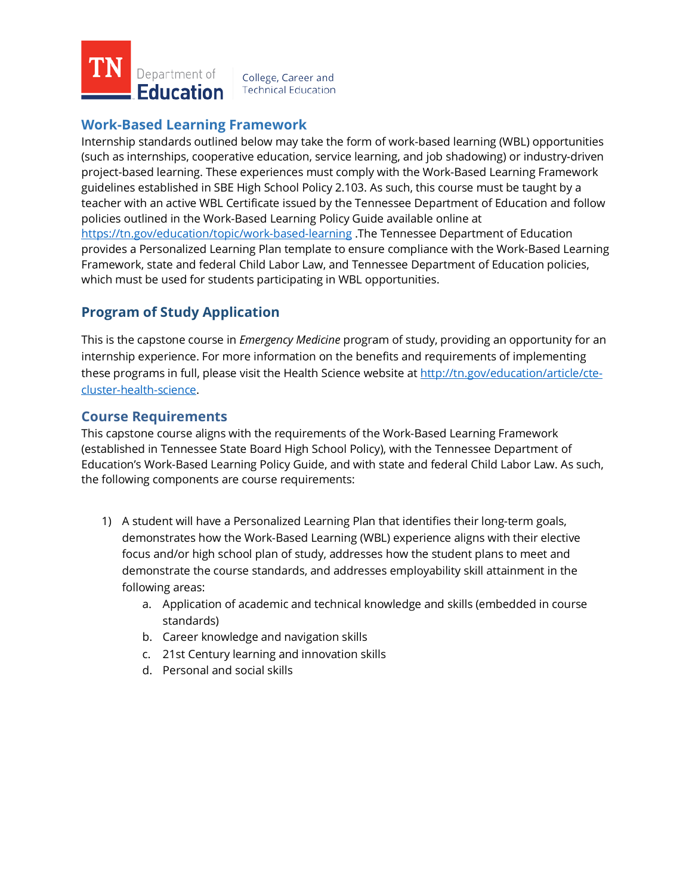## Work-Based Learning Framework

Internship standards outlined below may take the form of work-based learning (WBL) opportunities (such as internships, cooperative education, service learning, and job shadowing) or industry-driven project-based learning. These experiences must comply with the Work-Based Learning Framework guidelines established in SBE High School Policy 2.103. As such, this course must be taught by a teacher with an active WBL Certificate issued by the Tennessee Department of Education and follow policies outlined in the Work-Based Learning Policy Guide available online at [https://tn.gov/education/topic/work-based-learning](https://tn.gov/education/topic/work-based-learning) .The Tennessee Department of Education provides a Personalized Learning Plan template to ensure compliance with the Work-Based Learning Framework, state and federal Child Labor Law, and Tennessee Department of Education policies, which must be used for students participating in WBL opportunities.

## Program of Study Application

This is the capstone course in *Emergency Medicine* program of study, providing an opportunity for an internship experience. For more information on the benefits and requirements of implementing these programs in full, please visit the Health Science website at [http://tn.gov/education/article/cte-cluster-health-science](http://tn.gov/education/article/cte-cluster-health-science).

## Course Requirements

This capstone course aligns with the requirements of the Work-Based Learning Framework (established in Tennessee State Board High School Policy), with the Tennessee Department of Education's Work-Based Learning Policy Guide, and with state and federal Child Labor Law. As such, the following components are course requirements:

1) A student will have a Personalized Learning Plan that identifies their long-term goals, demonstrates how the Work-Based Learning (WBL) experience aligns with their elective focus and/or high school plan of study, addresses how the student plans to meet and demonstrate the course standards, and addresses employability skill attainment in the following areas:
    a. Application of academic and technical knowledge and skills (embedded in course standards)
    b. Career knowledge and navigation skills
    c. 21st Century learning and innovation skills
    d. Personal and social skills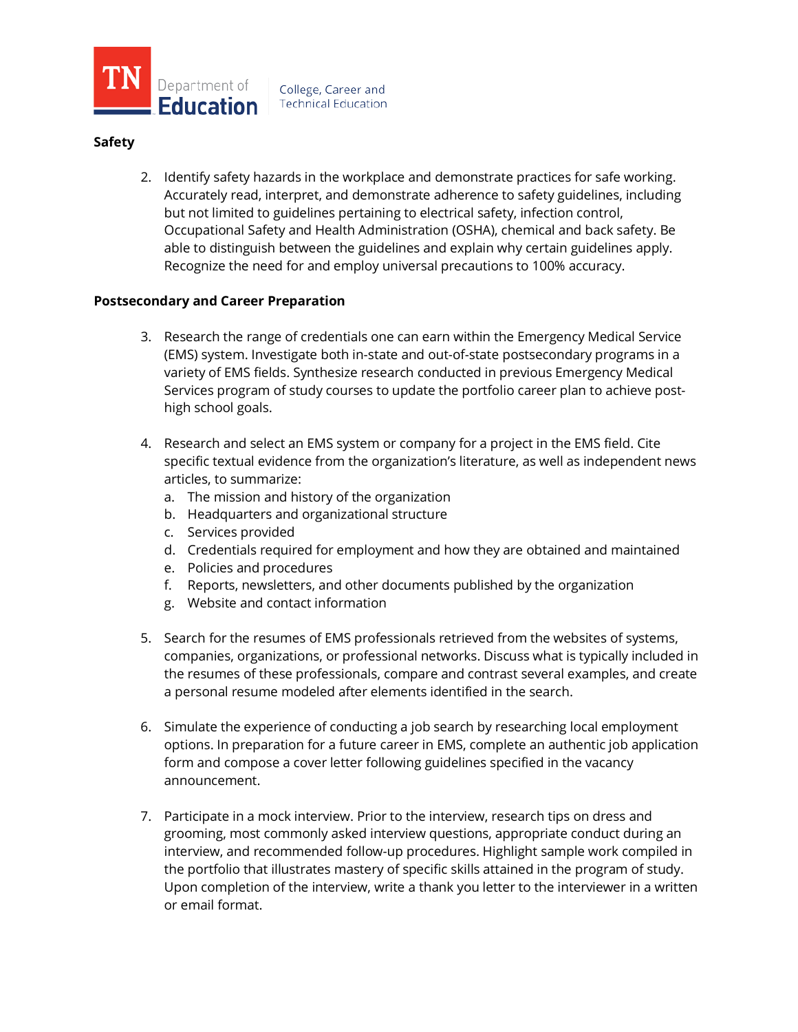**Safety**

2. Identify safety hazards in the workplace and demonstrate practices for safe working. Accurately read, interpret, and demonstrate adherence to safety guidelines, including but not limited to guidelines pertaining to electrical safety, infection control, Occupational Safety and Health Administration (OSHA), chemical and back safety. Be able to distinguish between the guidelines and explain why certain guidelines apply. Recognize the need for and employ universal precautions to 100% accuracy.

**Postsecondary and Career Preparation**

3. Research the range of credentials one can earn within the Emergency Medical Service (EMS) system. Investigate both in-state and out-of-state postsecondary programs in a variety of EMS fields. Synthesize research conducted in previous Emergency Medical Services program of study courses to update the portfolio career plan to achieve post-high school goals.

4. Research and select an EMS system or company for a project in the EMS field. Cite specific textual evidence from the organization's literature, as well as independent news articles, to summarize:
   a. The mission and history of the organization
   b. Headquarters and organizational structure
   c. Services provided
   d. Credentials required for employment and how they are obtained and maintained
   e. Policies and procedures
   f. Reports, newsletters, and other documents published by the organization
   g. Website and contact information

5. Search for the resumes of EMS professionals retrieved from the websites of systems, companies, organizations, or professional networks. Discuss what is typically included in the resumes of these professionals, compare and contrast several examples, and create a personal resume modeled after elements identified in the search.

6. Simulate the experience of conducting a job search by researching local employment options. In preparation for a future career in EMS, complete an authentic job application form and compose a cover letter following guidelines specified in the vacancy announcement.

7. Participate in a mock interview. Prior to the interview, research tips on dress and grooming, most commonly asked interview questions, appropriate conduct during an interview, and recommended follow-up procedures. Highlight sample work compiled in the portfolio that illustrates mastery of specific skills attained in the program of study. Upon completion of the interview, write a thank you letter to the interviewer in a written or email format.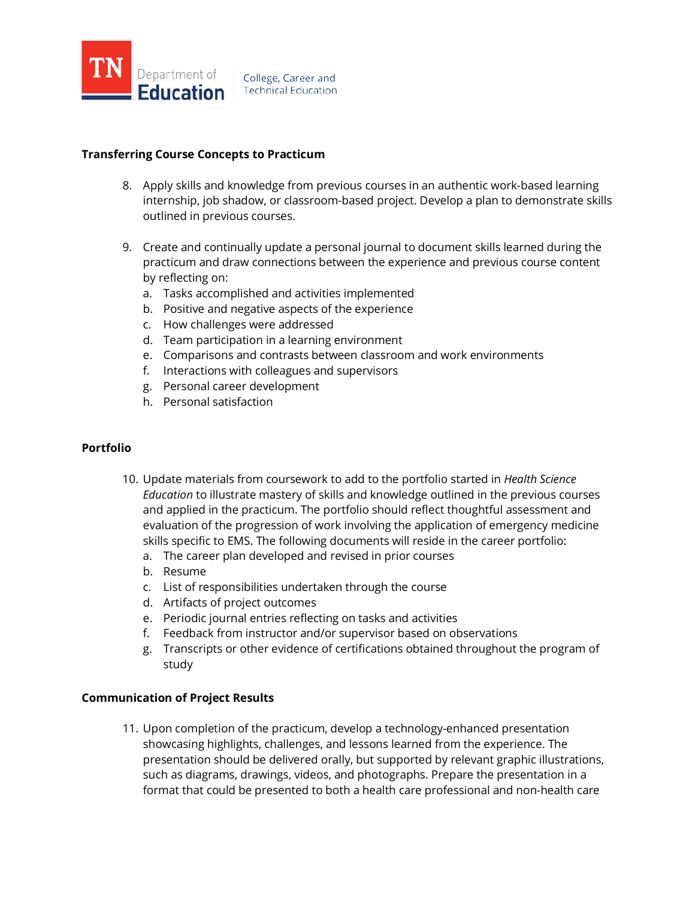**Transferring Course Concepts to Practicum**

8. Apply skills and knowledge from previous courses in an authentic work-based learning internship, job shadow, or classroom-based project. Develop a plan to demonstrate skills outlined in previous courses.

9. Create and continually update a personal journal to document skills learned during the practicum and draw connections between the experience and previous course content by reflecting on:
   a. Tasks accomplished and activities implemented
   b. Positive and negative aspects of the experience
   c. How challenges were addressed
   d. Team participation in a learning environment
   e. Comparisons and contrasts between classroom and work environments
   f. Interactions with colleagues and supervisors
   g. Personal career development
   h. Personal satisfaction

**Portfolio**

10. Update materials from coursework to add to the portfolio started in *Health Science Education* to illustrate mastery of skills and knowledge outlined in the previous courses and applied in the practicum. The portfolio should reflect thoughtful assessment and evaluation of the progression of work involving the application of emergency medicine skills specific to EMS. The following documents will reside in the career portfolio:
    a. The career plan developed and revised in prior courses
    b. Resume
    c. List of responsibilities undertaken through the course
    d. Artifacts of project outcomes
    e. Periodic journal entries reflecting on tasks and activities
    f. Feedback from instructor and/or supervisor based on observations
    g. Transcripts or other evidence of certifications obtained throughout the program of study

**Communication of Project Results**

11. Upon completion of the practicum, develop a technology-enhanced presentation showcasing highlights, challenges, and lessons learned from the experience. The presentation should be delivered orally, but supported by relevant graphic illustrations, such as diagrams, drawings, videos, and photographs. Prepare the presentation in a format that could be presented to both a health care professional and non-health care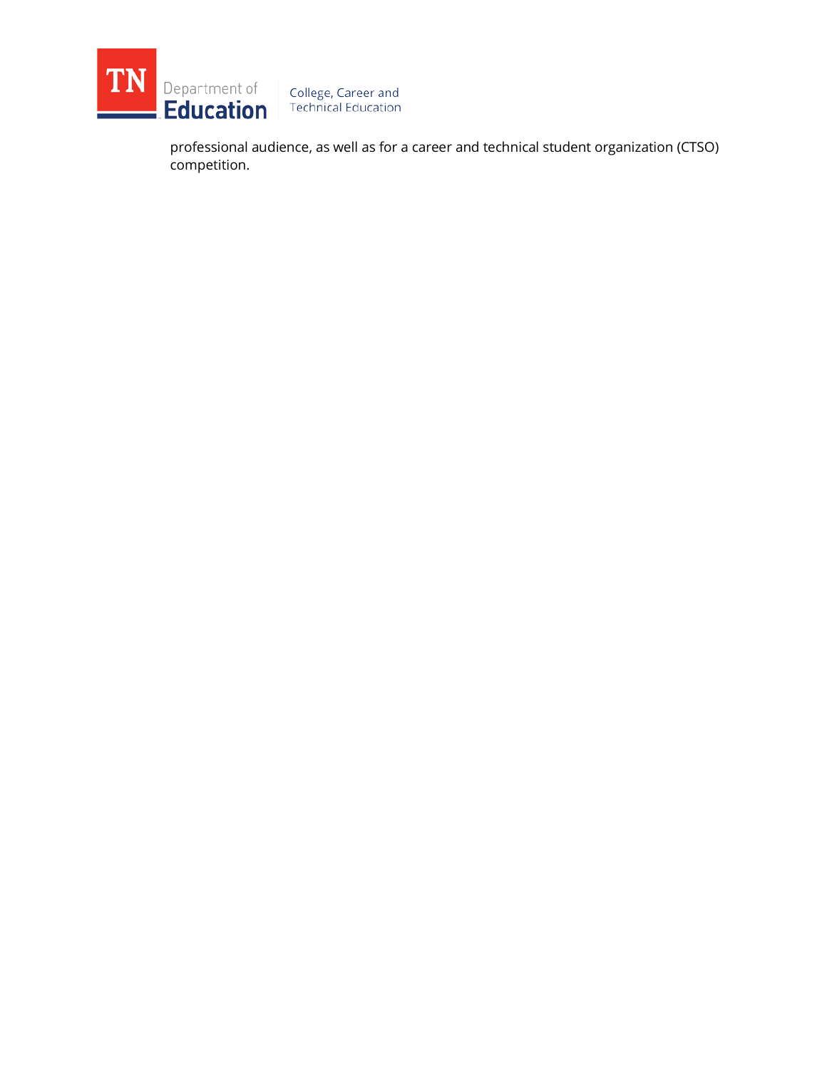professional audience, as well as for a career and technical student organization (CTSO) competition.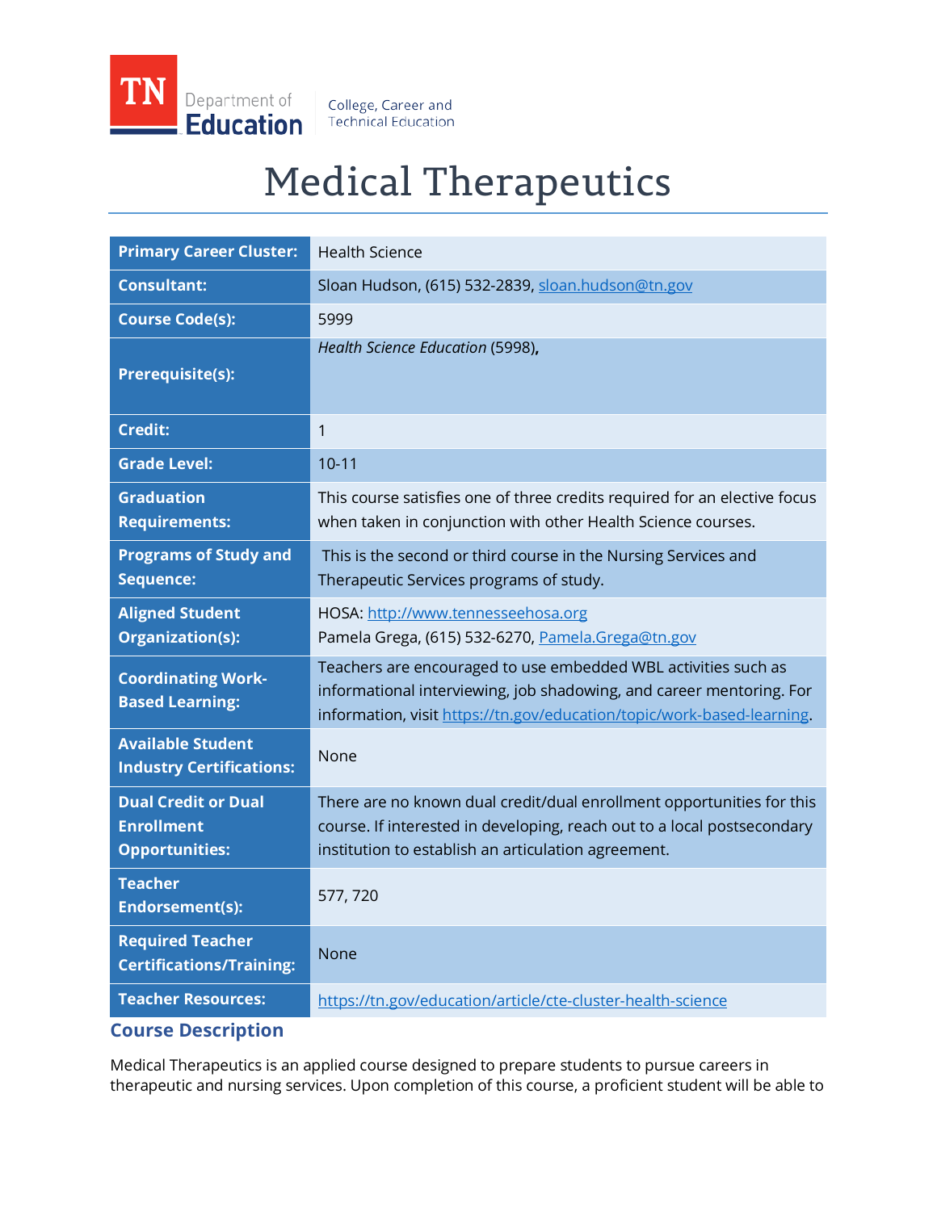# Medical Therapeutics

| Primary Career Cluster: | Health Science |
|---|---|
| Consultant: | Sloan Hudson, (615) 532-2839, sloan.hudson@tn.gov |
| Course Code(s): | 5999 |
| Prerequisite(s): | *Health Science Education* (5998), |
| Credit: | 1 |
| Grade Level: | 10-11 |
| Graduation Requirements: | This course satisfies one of three credits required for an elective focus when taken in conjunction with other Health Science courses. |
| Programs of Study and Sequence: | This is the second or third course in the Nursing Services and Therapeutic Services programs of study. |
| Aligned Student Organization(s): | HOSA: http://www.tennesseehosa.org<br>Pamela Grega, (615) 532-6270, Pamela.Grega@tn.gov |
| Coordinating Work-Based Learning: | Teachers are encouraged to use embedded WBL activities such as informational interviewing, job shadowing, and career mentoring. For information, visit https://tn.gov/education/topic/work-based-learning. |
| Available Student Industry Certifications: | None |
| Dual Credit or Dual Enrollment Opportunities: | There are no known dual credit/dual enrollment opportunities for this course. If interested in developing, reach out to a local postsecondary institution to establish an articulation agreement. |
| Teacher Endorsement(s): | 577, 720 |
| Required Teacher Certifications/Training: | None |
| Teacher Resources: | https://tn.gov/education/article/cte-cluster-health-science |

## Course Description

Medical Therapeutics is an applied course designed to prepare students to pursue careers in therapeutic and nursing services. Upon completion of this course, a proficient student will be able to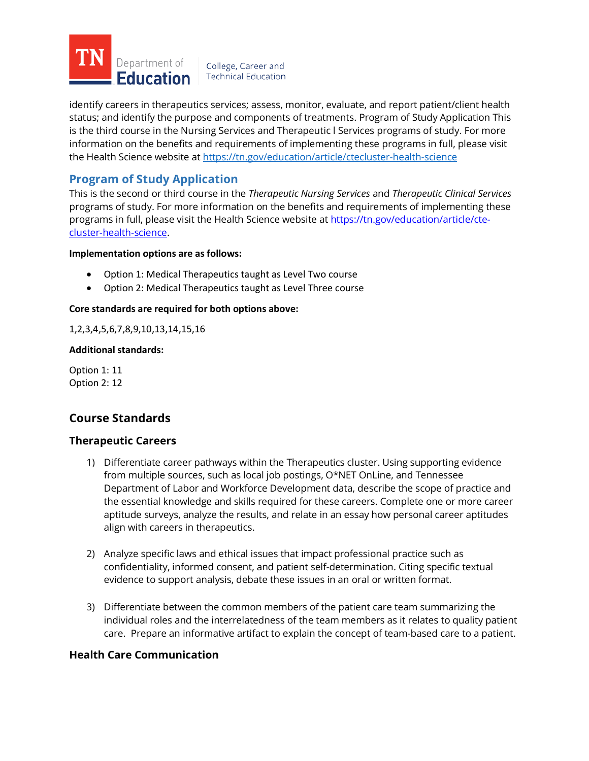identify careers in therapeutics services; assess, monitor, evaluate, and report patient/client health status; and identify the purpose and components of treatments. Program of Study Application This is the third course in the Nursing Services and Therapeutic l Services programs of study. For more information on the benefits and requirements of implementing these programs in full, please visit the Health Science website at https://tn.gov/education/article/ctecluster-health-science

## Program of Study Application

This is the second or third course in the *Therapeutic Nursing Services* and *Therapeutic Clinical Services* programs of study. For more information on the benefits and requirements of implementing these programs in full, please visit the Health Science website at https://tn.gov/education/article/cte-cluster-health-science.

**Implementation options are as follows:**

- Option 1: Medical Therapeutics taught as Level Two course
- Option 2: Medical Therapeutics taught as Level Three course

**Core standards are required for both options above:**

1,2,3,4,5,6,7,8,9,10,13,14,15,16

**Additional standards:**

Option 1: 11
Option 2: 12

## Course Standards

### Therapeutic Careers

1) Differentiate career pathways within the Therapeutics cluster. Using supporting evidence from multiple sources, such as local job postings, O*NET OnLine, and Tennessee Department of Labor and Workforce Development data, describe the scope of practice and the essential knowledge and skills required for these careers. Complete one or more career aptitude surveys, analyze the results, and relate in an essay how personal career aptitudes align with careers in therapeutics.

2) Analyze specific laws and ethical issues that impact professional practice such as confidentiality, informed consent, and patient self-determination. Citing specific textual evidence to support analysis, debate these issues in an oral or written format.

3) Differentiate between the common members of the patient care team summarizing the individual roles and the interrelatedness of the team members as it relates to quality patient care. Prepare an informative artifact to explain the concept of team-based care to a patient.

### Health Care Communication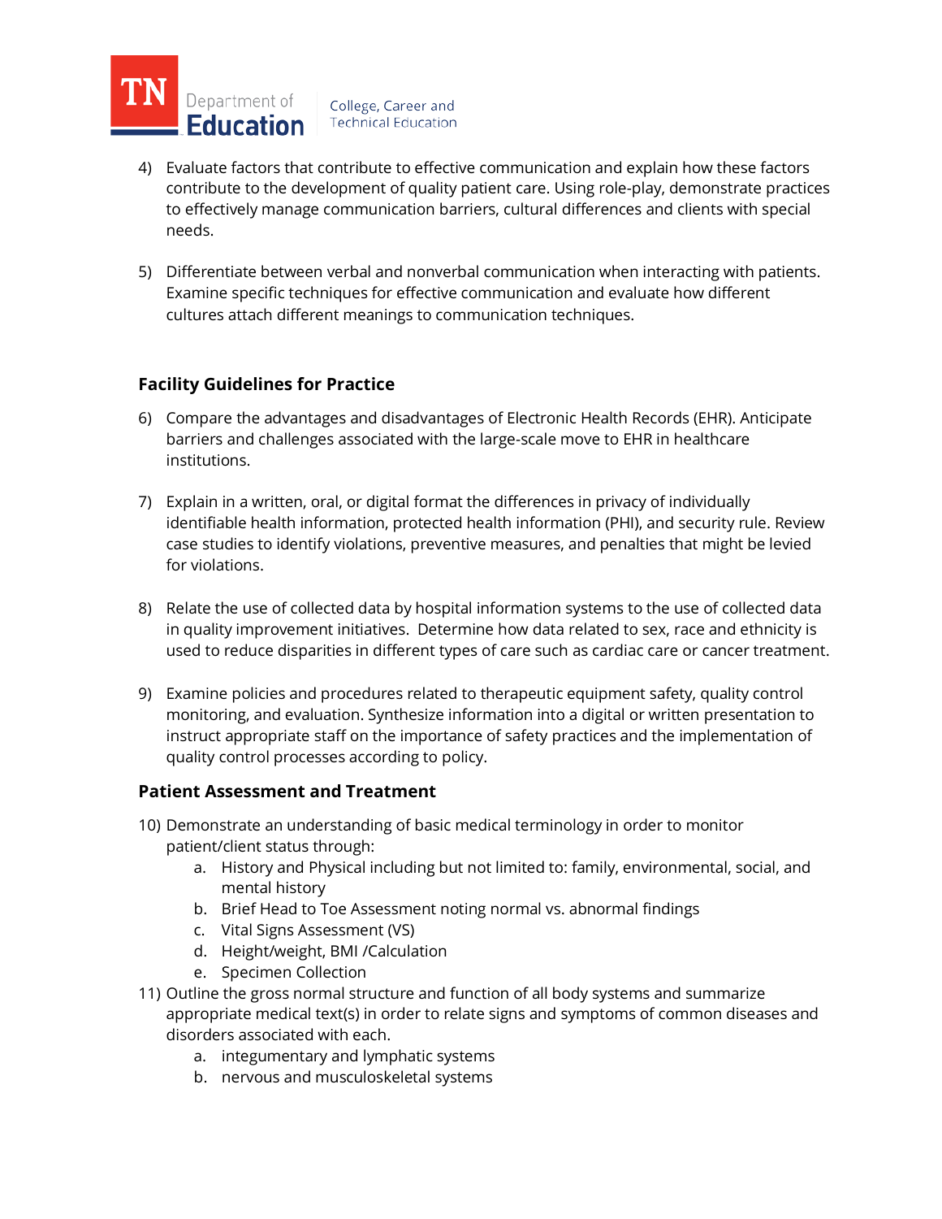4) Evaluate factors that contribute to effective communication and explain how these factors contribute to the development of quality patient care. Using role-play, demonstrate practices to effectively manage communication barriers, cultural differences and clients with special needs.

5) Differentiate between verbal and nonverbal communication when interacting with patients. Examine specific techniques for effective communication and evaluate how different cultures attach different meanings to communication techniques.

## Facility Guidelines for Practice

6) Compare the advantages and disadvantages of Electronic Health Records (EHR). Anticipate barriers and challenges associated with the large-scale move to EHR in healthcare institutions.

7) Explain in a written, oral, or digital format the differences in privacy of individually identifiable health information, protected health information (PHI), and security rule. Review case studies to identify violations, preventive measures, and penalties that might be levied for violations.

8) Relate the use of collected data by hospital information systems to the use of collected data in quality improvement initiatives. Determine how data related to sex, race and ethnicity is used to reduce disparities in different types of care such as cardiac care or cancer treatment.

9) Examine policies and procedures related to therapeutic equipment safety, quality control monitoring, and evaluation. Synthesize information into a digital or written presentation to instruct appropriate staff on the importance of safety practices and the implementation of quality control processes according to policy.

## Patient Assessment and Treatment

10) Demonstrate an understanding of basic medical terminology in order to monitor patient/client status through:
    a. History and Physical including but not limited to: family, environmental, social, and mental history
    b. Brief Head to Toe Assessment noting normal vs. abnormal findings
    c. Vital Signs Assessment (VS)
    d. Height/weight, BMI /Calculation
    e. Specimen Collection
11) Outline the gross normal structure and function of all body systems and summarize appropriate medical text(s) in order to relate signs and symptoms of common diseases and disorders associated with each.
    a. integumentary and lymphatic systems
    b. nervous and musculoskeletal systems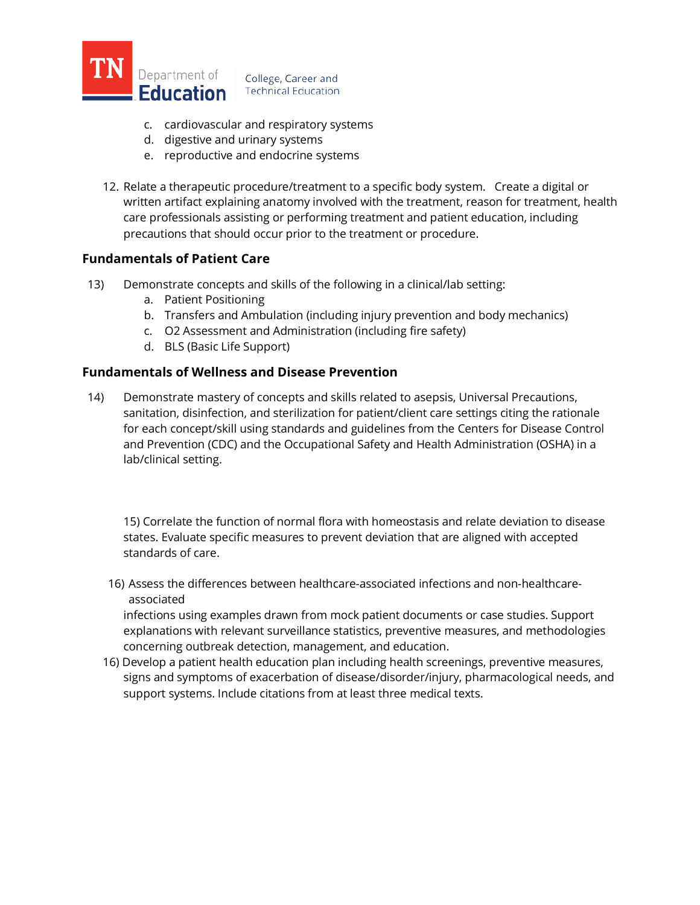c. cardiovascular and respiratory systems
d. digestive and urinary systems
e. reproductive and endocrine systems

12. Relate a therapeutic procedure/treatment to a specific body system. Create a digital or written artifact explaining anatomy involved with the treatment, reason for treatment, health care professionals assisting or performing treatment and patient education, including precautions that should occur prior to the treatment or procedure.

## Fundamentals of Patient Care

13) Demonstrate concepts and skills of the following in a clinical/lab setting:
    a. Patient Positioning
    b. Transfers and Ambulation (including injury prevention and body mechanics)
    c. O2 Assessment and Administration (including fire safety)
    d. BLS (Basic Life Support)

## Fundamentals of Wellness and Disease Prevention

14) Demonstrate mastery of concepts and skills related to asepsis, Universal Precautions, sanitation, disinfection, and sterilization for patient/client care settings citing the rationale for each concept/skill using standards and guidelines from the Centers for Disease Control and Prevention (CDC) and the Occupational Safety and Health Administration (OSHA) in a lab/clinical setting.

15) Correlate the function of normal flora with homeostasis and relate deviation to disease states. Evaluate specific measures to prevent deviation that are aligned with accepted standards of care.

16) Assess the differences between healthcare-associated infections and non-healthcare-associated infections using examples drawn from mock patient documents or case studies. Support explanations with relevant surveillance statistics, preventive measures, and methodologies concerning outbreak detection, management, and education.

16) Develop a patient health education plan including health screenings, preventive measures, signs and symptoms of exacerbation of disease/disorder/injury, pharmacological needs, and support systems. Include citations from at least three medical texts.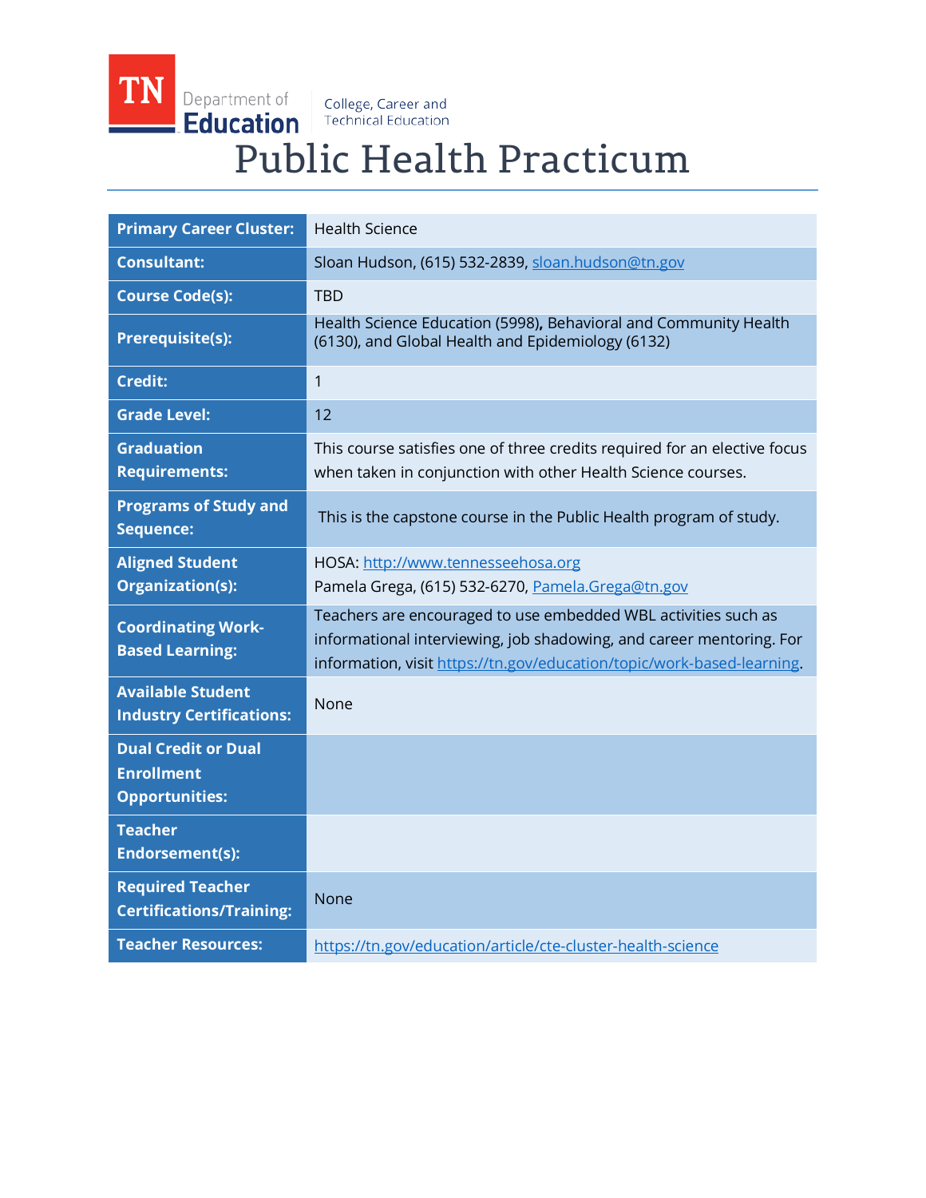TN Department of Education | College, Career and Technical Education

# Public Health Practicum

| | |
|---|---|
| **Primary Career Cluster:** | Health Science |
| **Consultant:** | Sloan Hudson, (615) 532-2839, sloan.hudson@tn.gov |
| **Course Code(s):** | TBD |
| **Prerequisite(s):** | Health Science Education (5998), Behavioral and Community Health (6130), and Global Health and Epidemiology (6132) |
| **Credit:** | 1 |
| **Grade Level:** | 12 |
| **Graduation Requirements:** | This course satisfies one of three credits required for an elective focus when taken in conjunction with other Health Science courses. |
| **Programs of Study and Sequence:** | This is the capstone course in the Public Health program of study. |
| **Aligned Student Organization(s):** | HOSA: http://www.tennesseehosa.org<br>Pamela Grega, (615) 532-6270, Pamela.Grega@tn.gov |
| **Coordinating Work-Based Learning:** | Teachers are encouraged to use embedded WBL activities such as informational interviewing, job shadowing, and career mentoring. For information, visit https://tn.gov/education/topic/work-based-learning. |
| **Available Student Industry Certifications:** | None |
| **Dual Credit or Dual Enrollment Opportunities:** | |
| **Teacher Endorsement(s):** | |
| **Required Teacher Certifications/Training:** | None |
| **Teacher Resources:** | https://tn.gov/education/article/cte-cluster-health-science |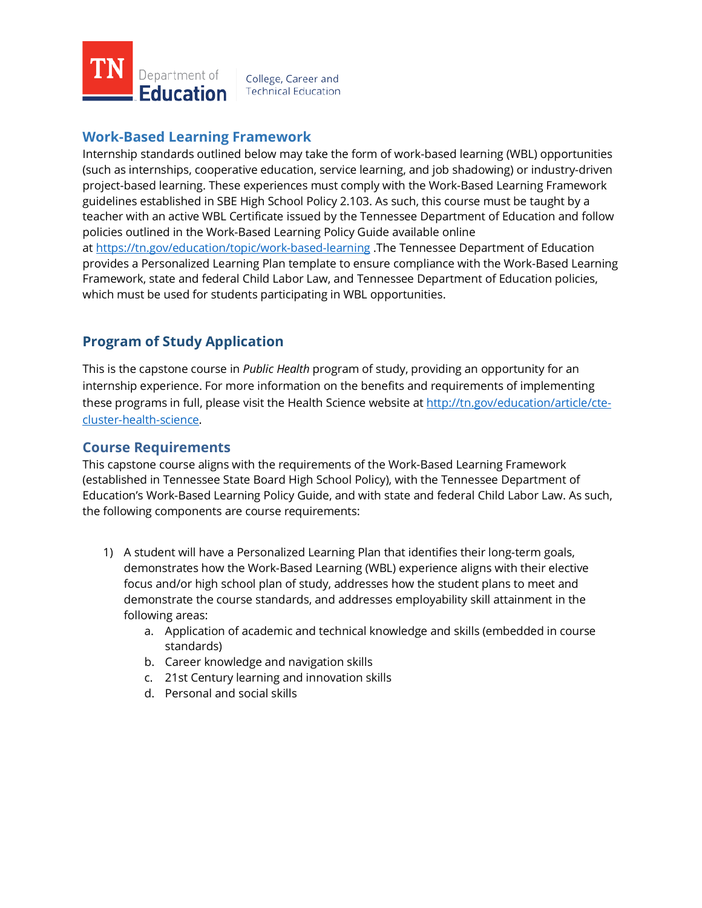## Work-Based Learning Framework

Internship standards outlined below may take the form of work-based learning (WBL) opportunities (such as internships, cooperative education, service learning, and job shadowing) or industry-driven project-based learning. These experiences must comply with the Work-Based Learning Framework guidelines established in SBE High School Policy 2.103. As such, this course must be taught by a teacher with an active WBL Certificate issued by the Tennessee Department of Education and follow policies outlined in the Work-Based Learning Policy Guide available online at https://tn.gov/education/topic/work-based-learning .The Tennessee Department of Education provides a Personalized Learning Plan template to ensure compliance with the Work-Based Learning Framework, state and federal Child Labor Law, and Tennessee Department of Education policies, which must be used for students participating in WBL opportunities.

## Program of Study Application

This is the capstone course in *Public Health* program of study, providing an opportunity for an internship experience. For more information on the benefits and requirements of implementing these programs in full, please visit the Health Science website at http://tn.gov/education/article/cte-cluster-health-science.

## Course Requirements

This capstone course aligns with the requirements of the Work-Based Learning Framework (established in Tennessee State Board High School Policy), with the Tennessee Department of Education's Work-Based Learning Policy Guide, and with state and federal Child Labor Law. As such, the following components are course requirements:

1) A student will have a Personalized Learning Plan that identifies their long-term goals, demonstrates how the Work-Based Learning (WBL) experience aligns with their elective focus and/or high school plan of study, addresses how the student plans to meet and demonstrate the course standards, and addresses employability skill attainment in the following areas:
    a. Application of academic and technical knowledge and skills (embedded in course standards)
    b. Career knowledge and navigation skills
    c. 21st Century learning and innovation skills
    d. Personal and social skills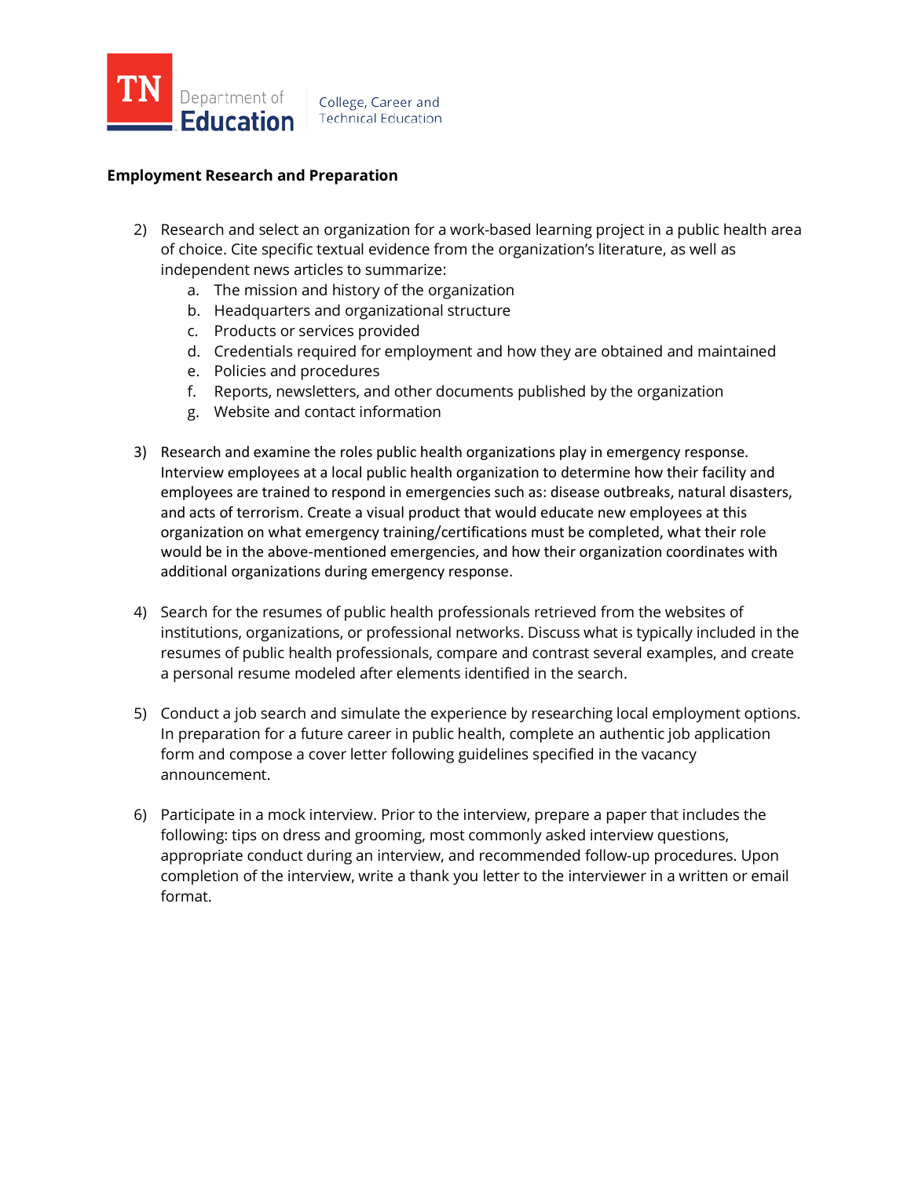**Employment Research and Preparation**

2) Research and select an organization for a work-based learning project in a public health area of choice. Cite specific textual evidence from the organization's literature, as well as independent news articles to summarize:
    a. The mission and history of the organization
    b. Headquarters and organizational structure
    c. Products or services provided
    d. Credentials required for employment and how they are obtained and maintained
    e. Policies and procedures
    f. Reports, newsletters, and other documents published by the organization
    g. Website and contact information

3) Research and examine the roles public health organizations play in emergency response. Interview employees at a local public health organization to determine how their facility and employees are trained to respond in emergencies such as: disease outbreaks, natural disasters, and acts of terrorism. Create a visual product that would educate new employees at this organization on what emergency training/certifications must be completed, what their role would be in the above-mentioned emergencies, and how their organization coordinates with additional organizations during emergency response.

4) Search for the resumes of public health professionals retrieved from the websites of institutions, organizations, or professional networks. Discuss what is typically included in the resumes of public health professionals, compare and contrast several examples, and create a personal resume modeled after elements identified in the search.

5) Conduct a job search and simulate the experience by researching local employment options. In preparation for a future career in public health, complete an authentic job application form and compose a cover letter following guidelines specified in the vacancy announcement.

6) Participate in a mock interview. Prior to the interview, prepare a paper that includes the following: tips on dress and grooming, most commonly asked interview questions, appropriate conduct during an interview, and recommended follow-up procedures. Upon completion of the interview, write a thank you letter to the interviewer in a written or email format.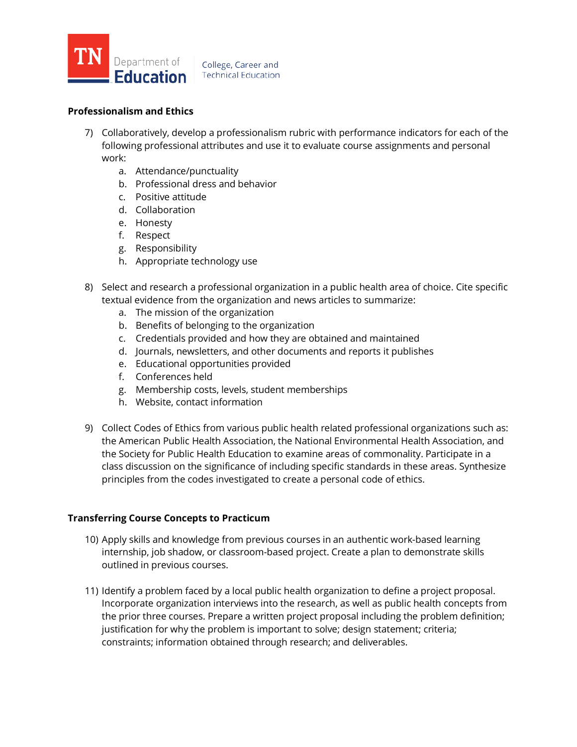**Professionalism and Ethics**

7) Collaboratively, develop a professionalism rubric with performance indicators for each of the following professional attributes and use it to evaluate course assignments and personal work:
    a. Attendance/punctuality
    b. Professional dress and behavior
    c. Positive attitude
    d. Collaboration
    e. Honesty
    f. Respect
    g. Responsibility
    h. Appropriate technology use

8) Select and research a professional organization in a public health area of choice. Cite specific textual evidence from the organization and news articles to summarize:
    a. The mission of the organization
    b. Benefits of belonging to the organization
    c. Credentials provided and how they are obtained and maintained
    d. Journals, newsletters, and other documents and reports it publishes
    e. Educational opportunities provided
    f. Conferences held
    g. Membership costs, levels, student memberships
    h. Website, contact information

9) Collect Codes of Ethics from various public health related professional organizations such as: the American Public Health Association, the National Environmental Health Association, and the Society for Public Health Education to examine areas of commonality. Participate in a class discussion on the significance of including specific standards in these areas. Synthesize principles from the codes investigated to create a personal code of ethics.

**Transferring Course Concepts to Practicum**

10) Apply skills and knowledge from previous courses in an authentic work-based learning internship, job shadow, or classroom-based project. Create a plan to demonstrate skills outlined in previous courses.

11) Identify a problem faced by a local public health organization to define a project proposal. Incorporate organization interviews into the research, as well as public health concepts from the prior three courses. Prepare a written project proposal including the problem definition; justification for why the problem is important to solve; design statement; criteria; constraints; information obtained through research; and deliverables.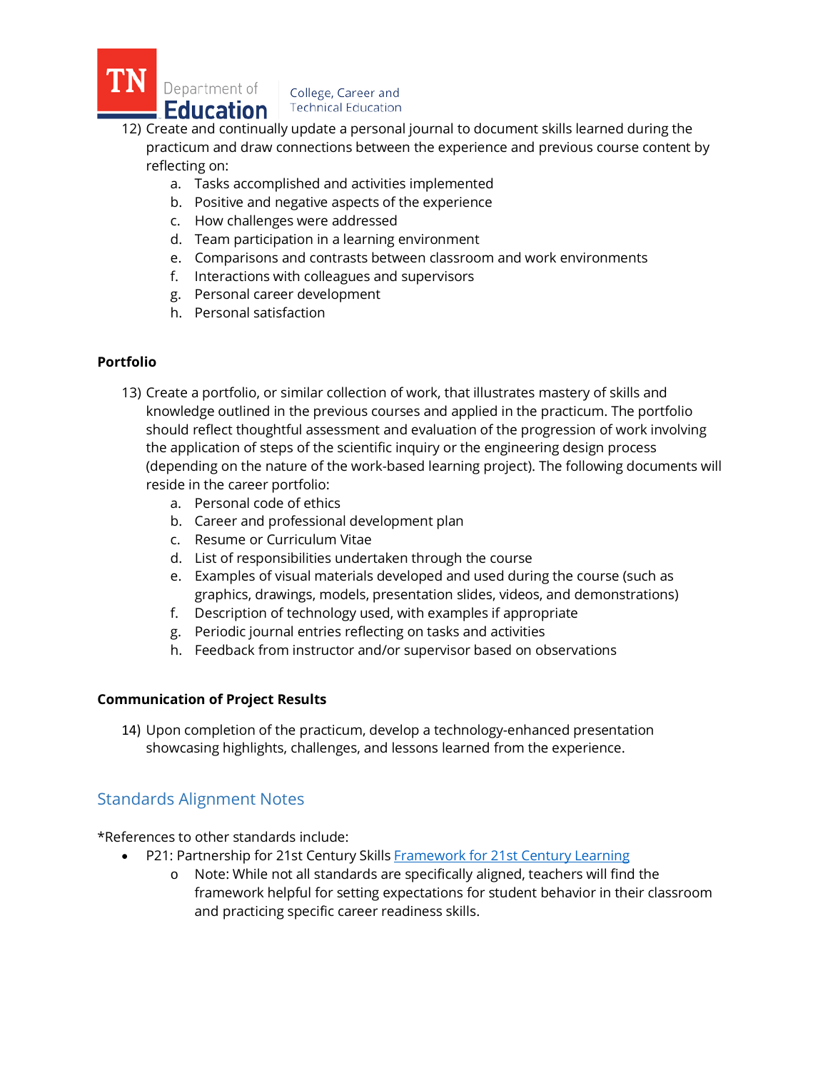12) Create and continually update a personal journal to document skills learned during the practicum and draw connections between the experience and previous course content by reflecting on:
    a. Tasks accomplished and activities implemented
    b. Positive and negative aspects of the experience
    c. How challenges were addressed
    d. Team participation in a learning environment
    e. Comparisons and contrasts between classroom and work environments
    f. Interactions with colleagues and supervisors
    g. Personal career development
    h. Personal satisfaction

**Portfolio**

13) Create a portfolio, or similar collection of work, that illustrates mastery of skills and knowledge outlined in the previous courses and applied in the practicum. The portfolio should reflect thoughtful assessment and evaluation of the progression of work involving the application of steps of the scientific inquiry or the engineering design process (depending on the nature of the work-based learning project). The following documents will reside in the career portfolio:
    a. Personal code of ethics
    b. Career and professional development plan
    c. Resume or Curriculum Vitae
    d. List of responsibilities undertaken through the course
    e. Examples of visual materials developed and used during the course (such as graphics, drawings, models, presentation slides, videos, and demonstrations)
    f. Description of technology used, with examples if appropriate
    g. Periodic journal entries reflecting on tasks and activities
    h. Feedback from instructor and/or supervisor based on observations

**Communication of Project Results**

14) Upon completion of the practicum, develop a technology-enhanced presentation showcasing highlights, challenges, and lessons learned from the experience.

## Standards Alignment Notes

*References to other standards include:

- P21: Partnership for 21st Century Skills [Framework for 21st Century Learning]
    - Note: While not all standards are specifically aligned, teachers will find the framework helpful for setting expectations for student behavior in their classroom and practicing specific career readiness skills.